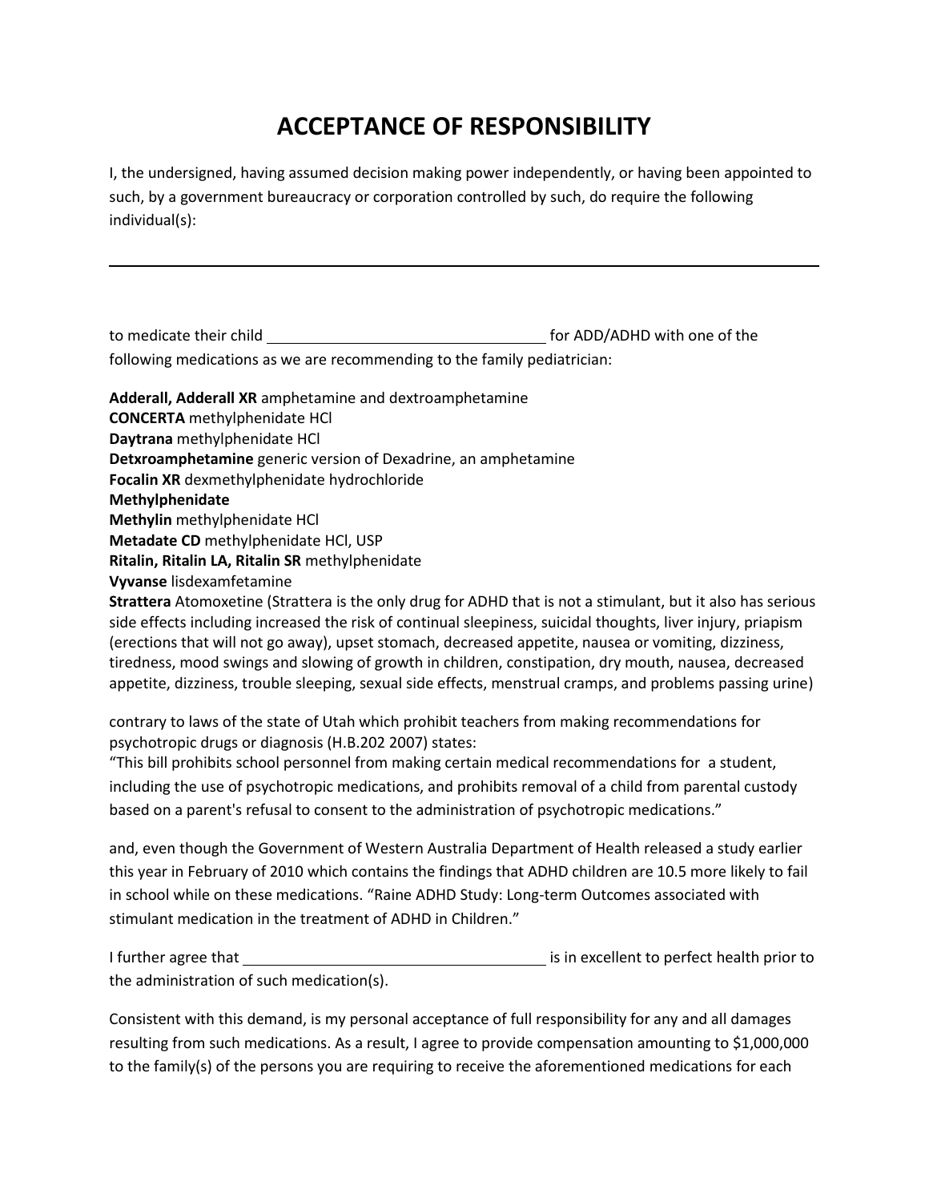# ACCEPTANCE OF RESPONSIBILITY

I, the undersigned, having assumed decision making power independently, or having been appointed to such, by a government bureaucracy or corporation controlled by such, do require the following individual(s):

\_\_\_\_\_\_\_\_\_\_\_\_\_\_\_\_\_\_\_\_\_\_\_\_\_\_\_\_\_\_\_\_\_\_\_\_\_\_\_\_\_\_\_\_\_\_\_\_\_\_\_\_\_\_\_\_\_\_\_\_\_\_\_\_\_\_\_\_\_\_\_\_

to medicate their child \_\_\_\_\_\_\_\_\_\_\_\_\_\_\_\_\_\_\_\_\_\_\_\_\_\_\_\_\_\_\_\_ for ADD/ADHD with one of the following medications as we are recommending to the family pediatrician:

**Adderall, Adderall XR** amphetamine and dextroamphetamine
**CONCERTA** methylphenidate HCl
**Daytrana** methylphenidate HCl
**Detxroamphetamine** generic version of Dexadrine, an amphetamine
**Focalin XR** dexmethylphenidate hydrochloride
**Methylphenidate**
**Methylin** methylphenidate HCl
**Metadate CD** methylphenidate HCl, USP
**Ritalin, Ritalin LA, Ritalin SR** methylphenidate
**Vyvanse** lisdexamfetamine
**Strattera** Atomoxetine (Strattera is the only drug for ADHD that is not a stimulant, but it also has serious side effects including increased the risk of continual sleepiness, suicidal thoughts, liver injury, priapism (erections that will not go away), upset stomach, decreased appetite, nausea or vomiting, dizziness, tiredness, mood swings and slowing of growth in children, constipation, dry mouth, nausea, decreased appetite, dizziness, trouble sleeping, sexual side effects, menstrual cramps, and problems passing urine)

contrary to laws of the state of Utah which prohibit teachers from making recommendations for psychotropic drugs or diagnosis (H.B.202 2007) states:
"This bill prohibits school personnel from making certain medical recommendations for a student, including the use of psychotropic medications, and prohibits removal of a child from parental custody based on a parent's refusal to consent to the administration of psychotropic medications."

and, even though the Government of Western Australia Department of Health released a study earlier this year in February of 2010 which contains the findings that ADHD children are 10.5 more likely to fail in school while on these medications. "Raine ADHD Study: Long-term Outcomes associated with stimulant medication in the treatment of ADHD in Children."

I further agree that \_\_\_\_\_\_\_\_\_\_\_\_\_\_\_\_\_\_\_\_\_\_\_\_\_\_\_\_\_\_\_\_\_\_\_\_ is in excellent to perfect health prior to the administration of such medication(s).

Consistent with this demand, is my personal acceptance of full responsibility for any and all damages resulting from such medications. As a result, I agree to provide compensation amounting to $1,000,000 to the family(s) of the persons you are requiring to receive the aforementioned medications for each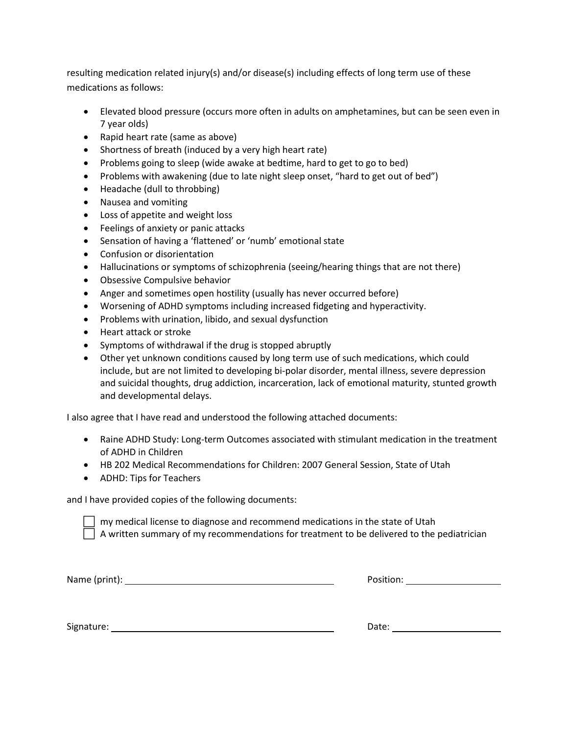resulting medication related injury(s) and/or disease(s) including effects of long term use of these medications as follows:

- Elevated blood pressure (occurs more often in adults on amphetamines, but can be seen even in 7 year olds)
- Rapid heart rate (same as above)
- Shortness of breath (induced by a very high heart rate)
- Problems going to sleep (wide awake at bedtime, hard to get to go to bed)
- Problems with awakening (due to late night sleep onset, "hard to get out of bed")
- Headache (dull to throbbing)
- Nausea and vomiting
- Loss of appetite and weight loss
- Feelings of anxiety or panic attacks
- Sensation of having a 'flattened' or 'numb' emotional state
- Confusion or disorientation
- Hallucinations or symptoms of schizophrenia (seeing/hearing things that are not there)
- Obsessive Compulsive behavior
- Anger and sometimes open hostility (usually has never occurred before)
- Worsening of ADHD symptoms including increased fidgeting and hyperactivity.
- Problems with urination, libido, and sexual dysfunction
- Heart attack or stroke
- Symptoms of withdrawal if the drug is stopped abruptly
- Other yet unknown conditions caused by long term use of such medications, which could include, but are not limited to developing bi-polar disorder, mental illness, severe depression and suicidal thoughts, drug addiction, incarceration, lack of emotional maturity, stunted growth and developmental delays.

I also agree that I have read and understood the following attached documents:

- Raine ADHD Study: Long-term Outcomes associated with stimulant medication in the treatment of ADHD in Children
- HB 202 Medical Recommendations for Children: 2007 General Session, State of Utah
- ADHD: Tips for Teachers

and I have provided copies of the following documents:

☐ my medical license to diagnose and recommend medications in the state of Utah
☐ A written summary of my recommendations for treatment to be delivered to the pediatrician

Name (print): ______________________________ Position: ______________

Signature: ______________________________ Date: ______________